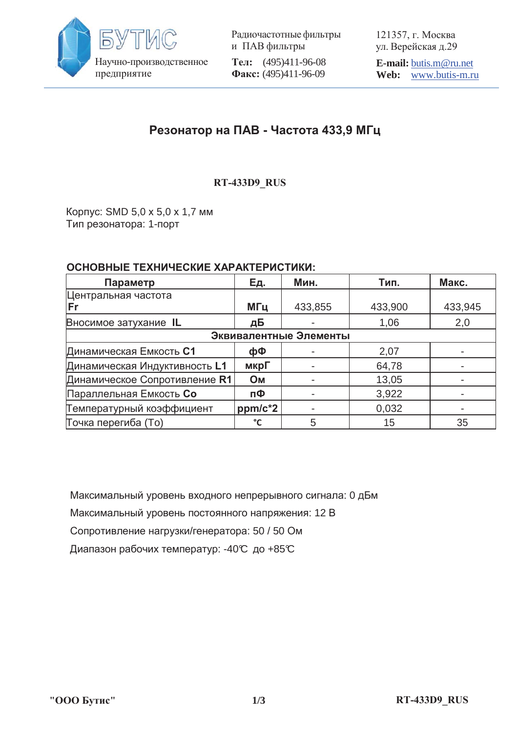БУТИС

Научно-производственное предприятие

Радиочастотные фильтры и ПАВ фильтры

**Тел:** (495)411-96-08
**Факс:** (495)411-96-09

121357, г. Москва
ул. Верейская д.29

**E-mail:** butis.m@ru.net
**Web:** www.butis-m.ru

# Резонатор на ПАВ - Частота 433,9 МГц

**RT-433D9_RUS**

Корпус: SMD 5,0 x 5,0 x 1,7 мм
Тип резонатора: 1-порт

## ОСНОВНЫЕ ТЕХНИЧЕСКИЕ ХАРАКТЕРИСТИКИ:

| Параметр | Ед. | Мин. | Тип. | Макс. |
|---|---|---|---|---|
| Центральная частота **Fr** | **МГц** | 433,855 | 433,900 | 433,945 |
| Вносимое затухание **IL** | **дБ** | - | 1,06 | 2,0 |
| **Эквивалентные Элементы** | | | | |
| Динамическая Емкость **C1** | **фФ** | - | 2,07 | - |
| Динамическая Индуктивность **L1** | **мкрГ** | - | 64,78 | - |
| Динамическое Сопротивление **R1** | **Ом** | - | 13,05 | - |
| Параллельная Емкость **Co** | **пФ** | - | 3,922 | - |
| Температурный коэффициент | **ppm/c*2** | - | 0,032 | - |
| Точка перегиба (To) | **°C** | 5 | 15 | 35 |

Максимальный уровень входного непрерывного сигнала: 0 дБм

Максимальный уровень постоянного напряжения: 12 В

Сопротивление нагрузки/генератора: 50 / 50 Ом

Диапазон рабочих температур: -40℃ до +85℃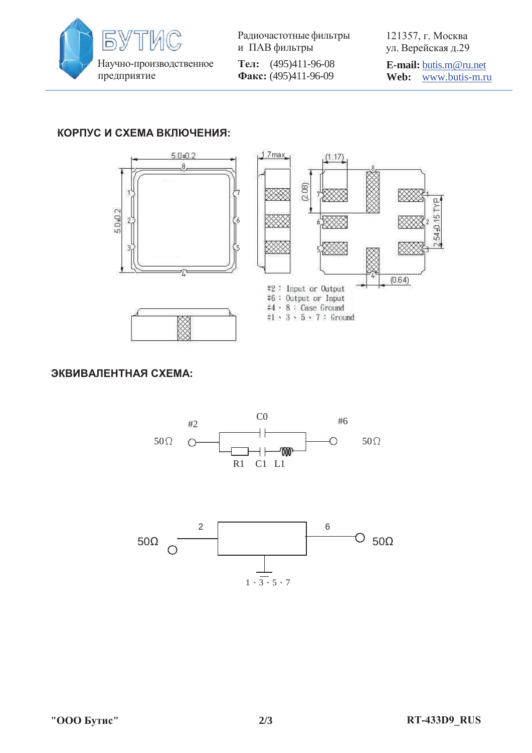## КОРПУС И СХЕМА ВКЛЮЧЕНИЯ:

#2 : Input or Output
#6 : Output or Input
#4 、8 : Case Ground
#1 、3 、5 、7 : Ground

## ЭКВИВАЛЕНТНАЯ СХЕМА: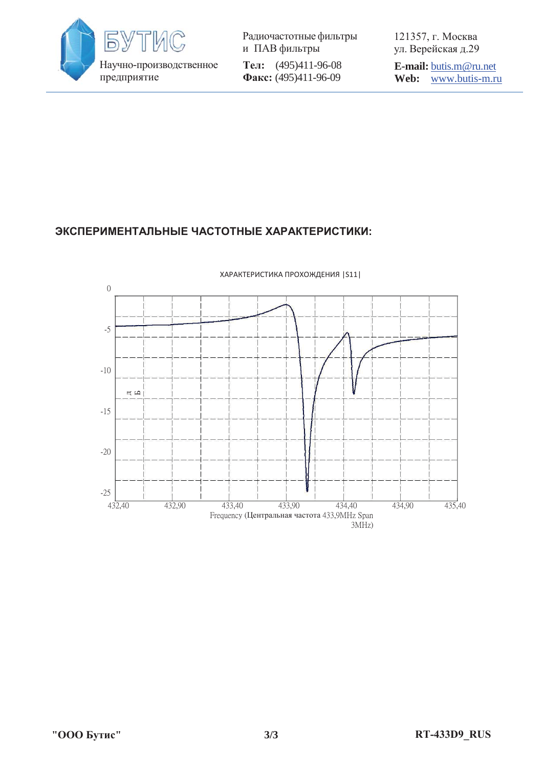## ЭКСПЕРИМЕНТАЛЬНЫЕ ЧАСТОТНЫЕ ХАРАКТЕРИСТИКИ:

ХАРАКТЕРИСТИКА ПРОХОЖДЕНИЯ |S11|

0
-5
-10
дБ
-15
-20
-25

432,40 432,90 433,40 433,90 434,40 434,90 435,40

Frequency (Центральная частота 433,9MHz Span 3MHz)